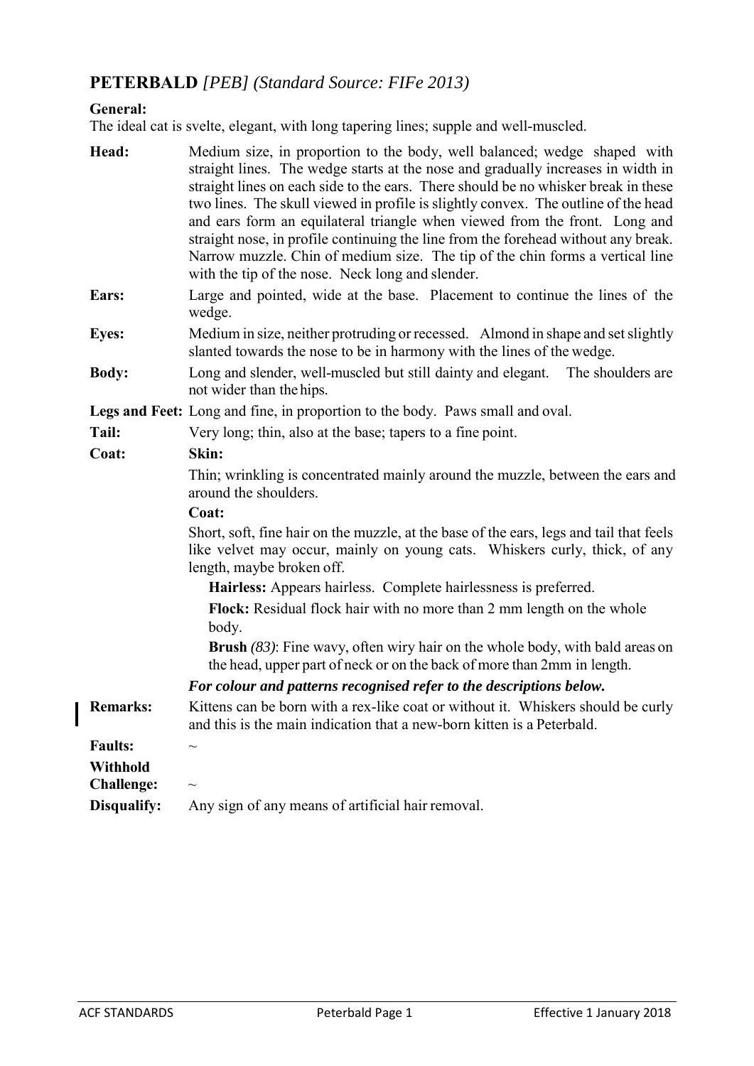## PETERBALD *[PEB] (Standard Source: FIFe 2013)*

**General:**
The ideal cat is svelte, elegant, with long tapering lines; supple and well-muscled.

**Head:** Medium size, in proportion to the body, well balanced; wedge shaped with straight lines. The wedge starts at the nose and gradually increases in width in straight lines on each side to the ears. There should be no whisker break in these two lines. The skull viewed in profile is slightly convex. The outline of the head and ears form an equilateral triangle when viewed from the front. Long and straight nose, in profile continuing the line from the forehead without any break. Narrow muzzle. Chin of medium size. The tip of the chin forms a vertical line with the tip of the nose. Neck long and slender.

**Ears:** Large and pointed, wide at the base. Placement to continue the lines of the wedge.

**Eyes:** Medium in size, neither protruding or recessed. Almond in shape and set slightly slanted towards the nose to be in harmony with the lines of the wedge.

**Body:** Long and slender, well-muscled but still dainty and elegant. The shoulders are not wider than the hips.

**Legs and Feet:** Long and fine, in proportion to the body. Paws small and oval.

**Tail:** Very long; thin, also at the base; tapers to a fine point.

**Coat:**

**Skin:**

Thin; wrinkling is concentrated mainly around the muzzle, between the ears and around the shoulders.

**Coat:**

Short, soft, fine hair on the muzzle, at the base of the ears, legs and tail that feels like velvet may occur, mainly on young cats. Whiskers curly, thick, of any length, maybe broken off.

- **Hairless:** Appears hairless. Complete hairlessness is preferred.
- **Flock:** Residual flock hair with no more than 2 mm length on the whole body.
- **Brush** *(83)*: Fine wavy, often wiry hair on the whole body, with bald areas on the head, upper part of neck or on the back of more than 2mm in length.

***For colour and patterns recognised refer to the descriptions below.***

**Remarks:** Kittens can be born with a rex-like coat or without it. Whiskers should be curly and this is the main indication that a new-born kitten is a Peterbald.

**Faults:** ~

**Withhold Challenge:** ~

**Disqualify:** Any sign of any means of artificial hair removal.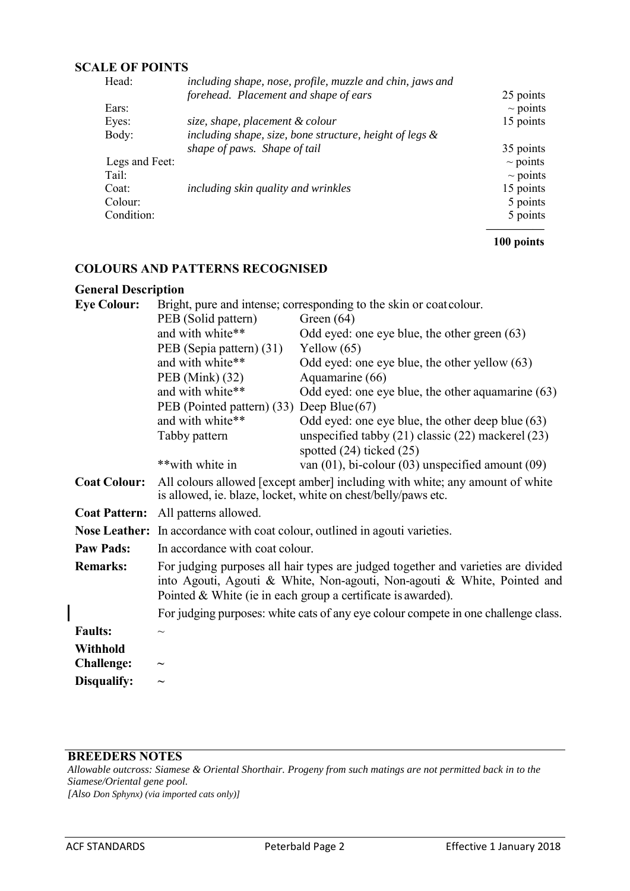## SCALE OF POINTS

| | | |
|---|---|---|
| Head: | *including shape, nose, profile, muzzle and chin, jaws and forehead. Placement and shape of ears* | 25 points |
| Ears: | | ~ points |
| Eyes: | *size, shape, placement & colour* | 15 points |
| Body: | *including shape, size, bone structure, height of legs & shape of paws. Shape of tail* | 35 points |
| Legs and Feet: | | ~ points |
| Tail: | | ~ points |
| Coat: | *including skin quality and wrinkles* | 15 points |
| Colour: | | 5 points |
| Condition: | | 5 points |
| | | **100 points** |

## COLOURS AND PATTERNS RECOGNISED

### General Description

**Eye Colour:** Bright, pure and intense; corresponding to the skin or coat colour.

| | |
|---|---|
| PEB (Solid pattern) | Green (64) |
| and with white** | Odd eyed: one eye blue, the other green (63) |
| PEB (Sepia pattern) (31) | Yellow (65) |
| and with white** | Odd eyed: one eye blue, the other yellow (63) |
| PEB (Mink) (32) | Aquamarine (66) |
| and with white** | Odd eyed: one eye blue, the other aquamarine (63) |
| PEB (Pointed pattern) (33) | Deep Blue (67) |
| and with white** | Odd eyed: one eye blue, the other deep blue (63) |
| Tabby pattern | unspecified tabby (21) classic (22) mackerel (23) spotted (24) ticked (25) |
| **with white in | van (01), bi-colour (03) unspecified amount (09) |

**Coat Colour:** All colours allowed [except amber] including with white; any amount of white is allowed, ie. blaze, locket, white on chest/belly/paws etc.

**Coat Pattern:** All patterns allowed.

**Nose Leather:** In accordance with coat colour, outlined in agouti varieties.

**Paw Pads:** In accordance with coat colour.

**Remarks:** For judging purposes all hair types are judged together and varieties are divided into Agouti, Agouti & White, Non-agouti, Non-agouti & White, Pointed and Pointed & White (ie in each group a certificate is awarded).

For judging purposes: white cats of any eye colour compete in one challenge class.

**Faults:** ~

**Withhold Challenge:** ~

**Disqualify:** ~

## BREEDERS NOTES

*Allowable outcross: Siamese & Oriental Shorthair. Progeny from such matings are not permitted back in to the Siamese/Oriental gene pool.*

*[Also Don Sphynx) (via imported cats only)]*